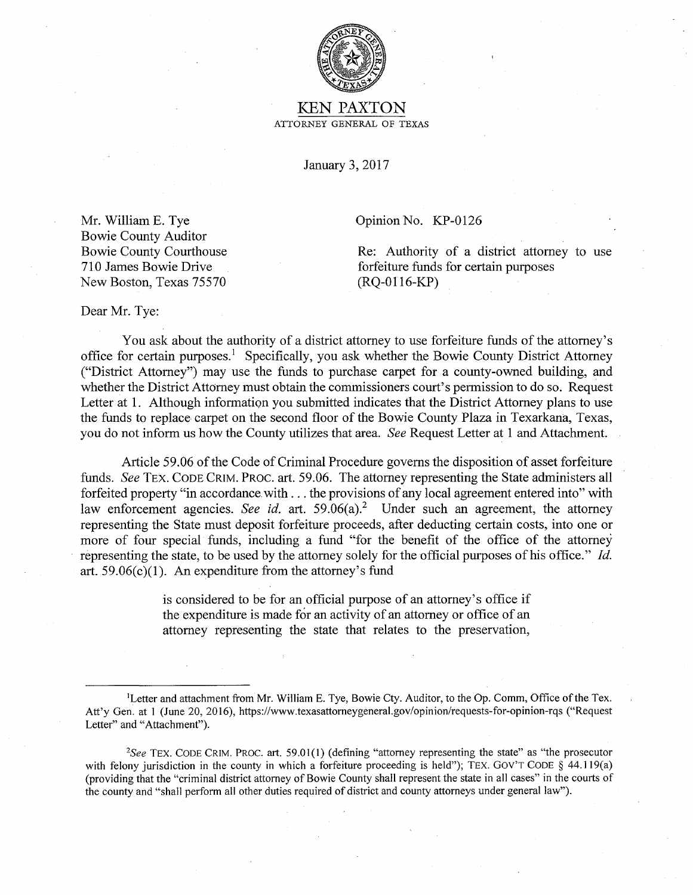# KEN PAXTON

ATTORNEY GENERAL OF TEXAS

January 3, 2017

Mr. William E. Tye
Bowie County Auditor
Bowie County Courthouse
710 James Bowie Drive
New Boston, Texas 75570

Opinion No. KP-0126

Re: Authority of a district attorney to use forfeiture funds for certain purposes (RQ-0116-KP)

Dear Mr. Tye:

You ask about the authority of a district attorney to use forfeiture funds of the attorney's office for certain purposes.[1] Specifically, you ask whether the Bowie County District Attorney ("District Attorney") may use the funds to purchase carpet for a county-owned building, and whether the District Attorney must obtain the commissioners court's permission to do so. Request Letter at 1. Although information you submitted indicates that the District Attorney plans to use the funds to replace carpet on the second floor of the Bowie County Plaza in Texarkana, Texas, you do not inform us how the County utilizes that area. *See* Request Letter at 1 and Attachment.

Article 59.06 of the Code of Criminal Procedure governs the disposition of asset forfeiture funds. *See* TEX. CODE CRIM. PROC. art. 59.06. The attorney representing the State administers all forfeited property "in accordance with . . . the provisions of any local agreement entered into" with law enforcement agencies. *See id.* art. 59.06(a).[2] Under such an agreement, the attorney representing the State must deposit forfeiture proceeds, after deducting certain costs, into one or more of four special funds, including a fund "for the benefit of the office of the attorney representing the state, to be used by the attorney solely for the official purposes of his office." *Id.* art. 59.06(c)(1). An expenditure from the attorney's fund

> is considered to be for an official purpose of an attorney's office if the expenditure is made for an activity of an attorney or office of an attorney representing the state that relates to the preservation,

---

[1]Letter and attachment from Mr. William E. Tye, Bowie Cty. Auditor, to the Op. Comm, Office of the Tex. Att'y Gen. at 1 (June 20, 2016), https://www.texasattorneygeneral.gov/opinion/requests-for-opinion-rqs ("Request Letter" and "Attachment").

[2]*See* TEX. CODE CRIM. PROC. art. 59.01(1) (defining "attorney representing the state" as "the prosecutor with felony jurisdiction in the county in which a forfeiture proceeding is held"); TEX. GOV'T CODE § 44.119(a) (providing that the "criminal district attorney of Bowie County shall represent the state in all cases" in the courts of the county and "shall perform all other duties required of district and county attorneys under general law").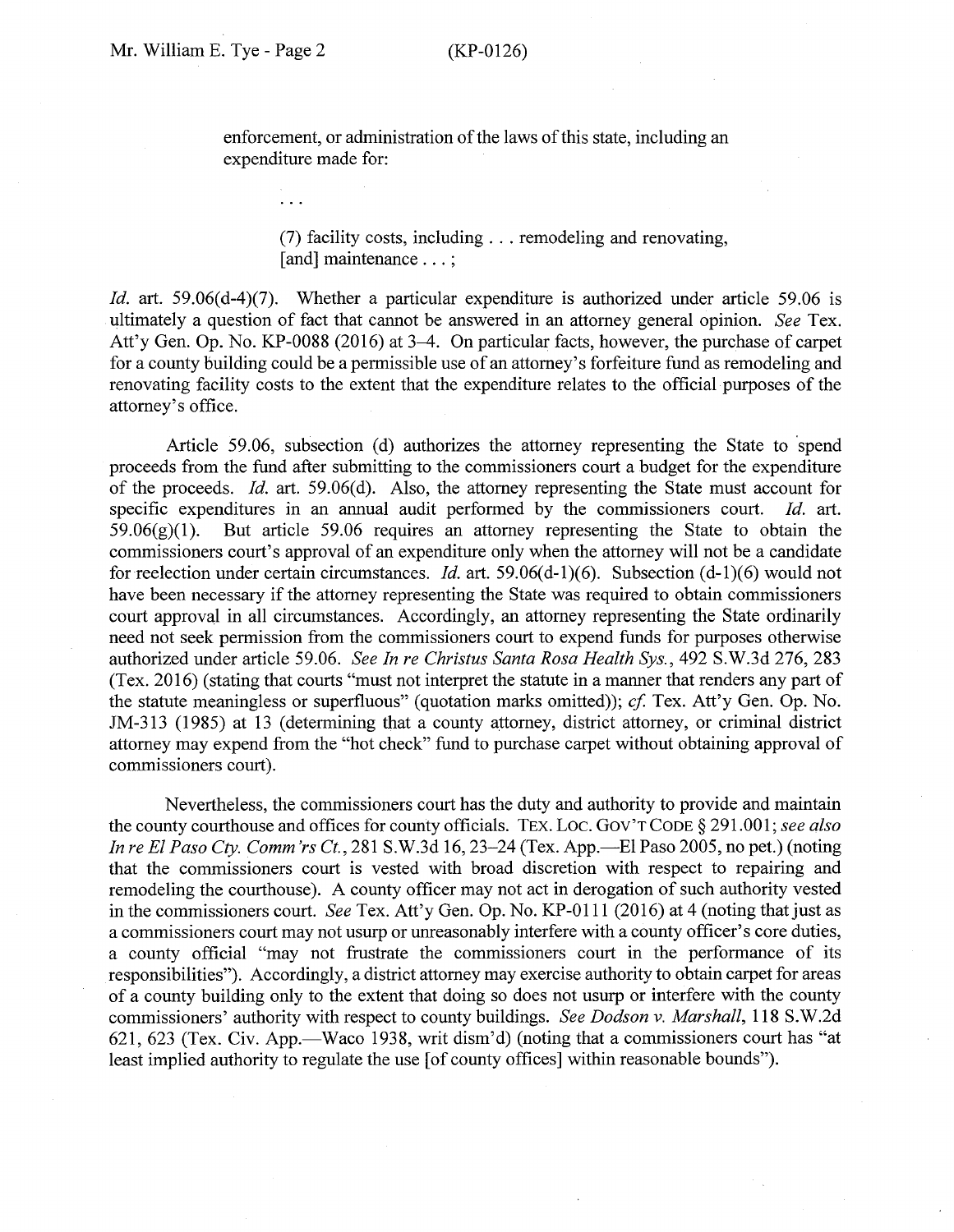> enforcement, or administration of the laws of this state, including an expenditure made for:
>
> . . .
>
> > (7) facility costs, including . . . remodeling and renovating, [and] maintenance . . . ;

*Id.* art. 59.06(d-4)(7). Whether a particular expenditure is authorized under article 59.06 is ultimately a question of fact that cannot be answered in an attorney general opinion. *See* Tex. Att'y Gen. Op. No. KP-0088 (2016) at 3–4. On particular facts, however, the purchase of carpet for a county building could be a permissible use of an attorney's forfeiture fund as remodeling and renovating facility costs to the extent that the expenditure relates to the official purposes of the attorney's office.

Article 59.06, subsection (d) authorizes the attorney representing the State to spend proceeds from the fund after submitting to the commissioners court a budget for the expenditure of the proceeds. *Id.* art. 59.06(d). Also, the attorney representing the State must account for specific expenditures in an annual audit performed by the commissioners court. *Id.* art. 59.06(g)(1). But article 59.06 requires an attorney representing the State to obtain the commissioners court's approval of an expenditure only when the attorney will not be a candidate for reelection under certain circumstances. *Id.* art. 59.06(d-1)(6). Subsection (d-1)(6) would not have been necessary if the attorney representing the State was required to obtain commissioners court approval in all circumstances. Accordingly, an attorney representing the State ordinarily need not seek permission from the commissioners court to expend funds for purposes otherwise authorized under article 59.06. *See In re Christus Santa Rosa Health Sys.*, 492 S.W.3d 276, 283 (Tex. 2016) (stating that courts "must not interpret the statute in a manner that renders any part of the statute meaningless or superfluous" (quotation marks omitted)); *cf.* Tex. Att'y Gen. Op. No. JM-313 (1985) at 13 (determining that a county attorney, district attorney, or criminal district attorney may expend from the "hot check" fund to purchase carpet without obtaining approval of commissioners court).

Nevertheless, the commissioners court has the duty and authority to provide and maintain the county courthouse and offices for county officials. TEX. LOC. GOV'T CODE § 291.001; *see also In re El Paso Cty. Comm'rs Ct.*, 281 S.W.3d 16, 23–24 (Tex. App.—El Paso 2005, no pet.) (noting that the commissioners court is vested with broad discretion with respect to repairing and remodeling the courthouse). A county officer may not act in derogation of such authority vested in the commissioners court. *See* Tex. Att'y Gen. Op. No. KP-0111 (2016) at 4 (noting that just as a commissioners court may not usurp or unreasonably interfere with a county officer's core duties, a county official "may not frustrate the commissioners court in the performance of its responsibilities"). Accordingly, a district attorney may exercise authority to obtain carpet for areas of a county building only to the extent that doing so does not usurp or interfere with the county commissioners' authority with respect to county buildings. *See Dodson v. Marshall*, 118 S.W.2d 621, 623 (Tex. Civ. App.—Waco 1938, writ dism'd) (noting that a commissioners court has "at least implied authority to regulate the use [of county offices] within reasonable bounds").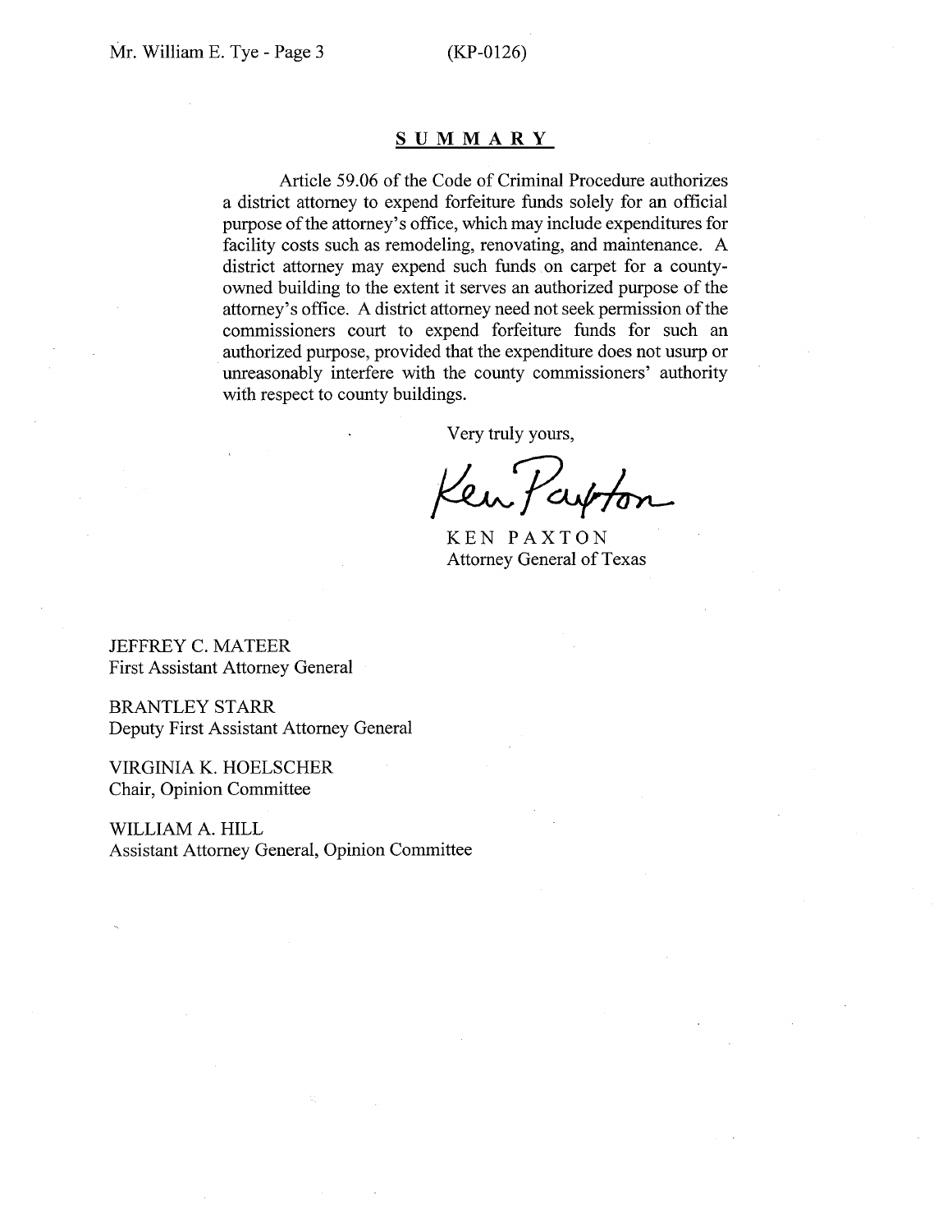## SUMMARY

Article 59.06 of the Code of Criminal Procedure authorizes a district attorney to expend forfeiture funds solely for an official purpose of the attorney's office, which may include expenditures for facility costs such as remodeling, renovating, and maintenance. A district attorney may expend such funds on carpet for a county-owned building to the extent it serves an authorized purpose of the attorney's office. A district attorney need not seek permission of the commissioners court to expend forfeiture funds for such an authorized purpose, provided that the expenditure does not usurp or unreasonably interfere with the county commissioners' authority with respect to county buildings.

Very truly yours,

Ken Paxton

KEN PAXTON
Attorney General of Texas

JEFFREY C. MATEER
First Assistant Attorney General

BRANTLEY STARR
Deputy First Assistant Attorney General

VIRGINIA K. HOELSCHER
Chair, Opinion Committee

WILLIAM A. HILL
Assistant Attorney General, Opinion Committee